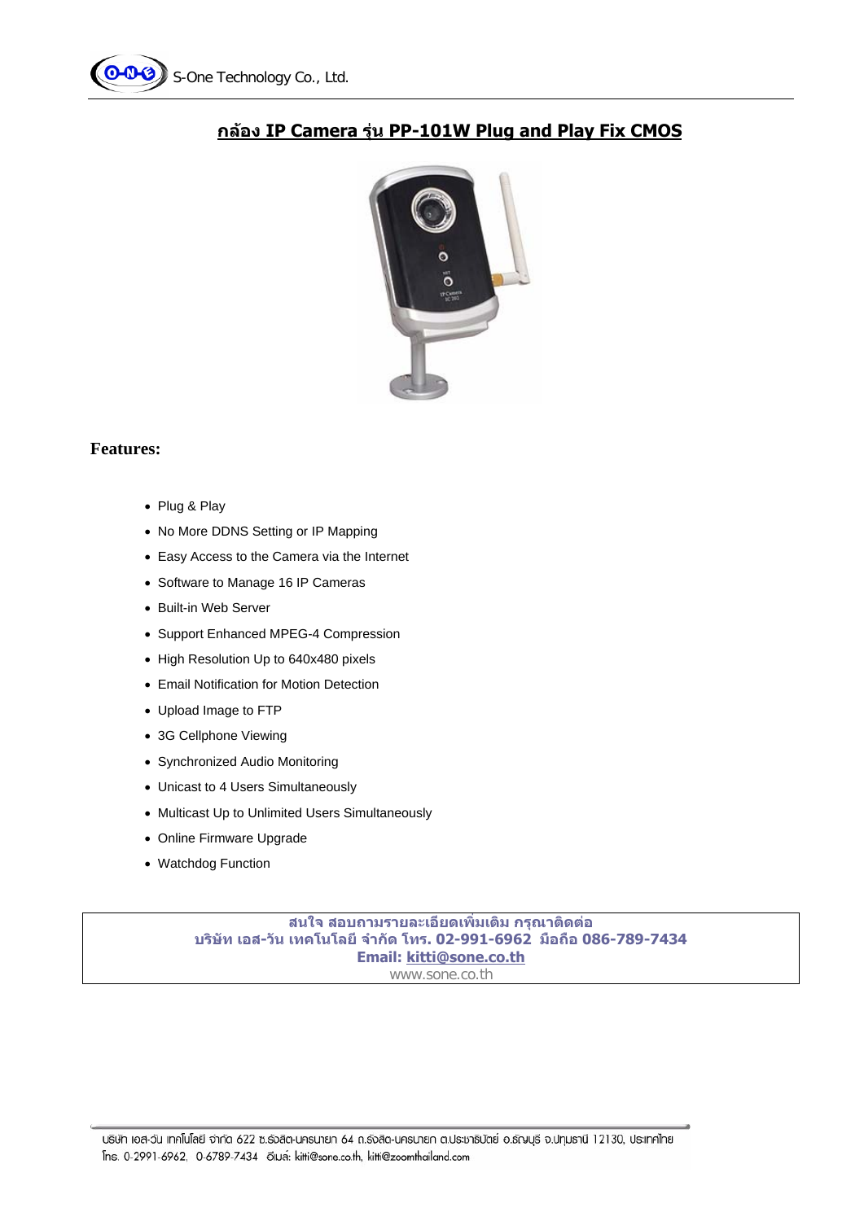# กล้อง IP Camera รุ่น PP-101W Plug and Play Fix CMOS

## Features:

- Plug & Play
- No More DDNS Setting or IP Mapping
- Easy Access to the Camera via the Internet
- Software to Manage 16 IP Cameras
- Built-in Web Server
- Support Enhanced MPEG-4 Compression
- High Resolution Up to 640x480 pixels
- Email Notification for Motion Detection
- Upload Image to FTP
- 3G Cellphone Viewing
- Synchronized Audio Monitoring
- Unicast to 4 Users Simultaneously
- Multicast Up to Unlimited Users Simultaneously
- Online Firmware Upgrade
- Watchdog Function

**สนใจ สอบถามรายละเอียดเพิ่มเติม กรุณาติดต่อ**
**บริษัท เอส-วัน เทคโนโลยี จำกัด โทร. 02-991-6962 มือถือ 086-789-7434**
**Email: kitti@sone.co.th**
www.sone.co.th

บริษัท เอส-วัน เทคโนโลยี จำกัด 622 ซ.รังสิต-นครนายก 64 ถ.รังสิต-นครนายก ต.ประชาธิปัตย์ อ.ธัญบุรี จ.ปทุมธานี 12130, ประเทศไทย
โทร. 0-2991-6962, 0-6789-7434 อีเมล์: kitti@sone.co.th, kitti@zoomthailand.com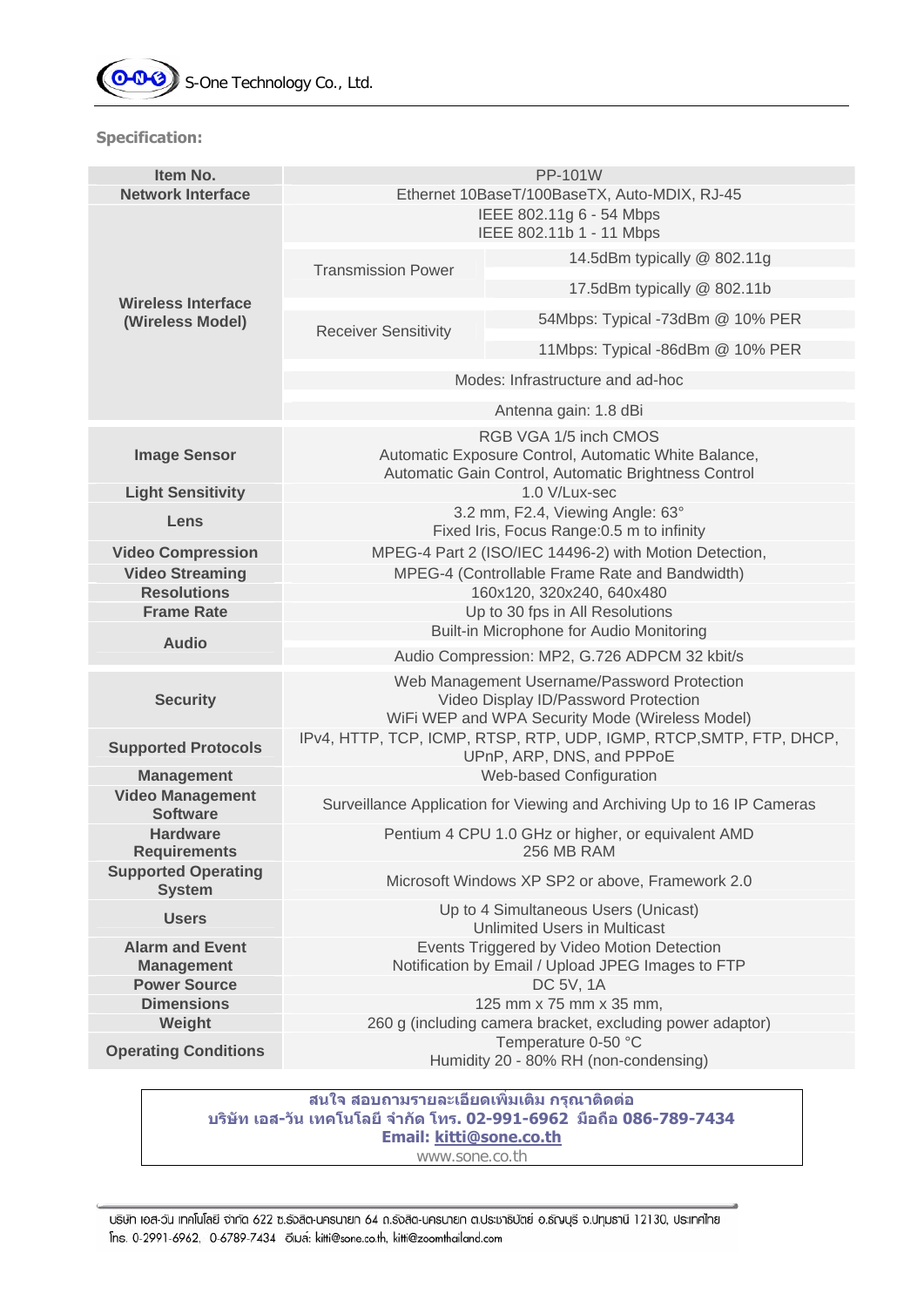S-One Technology Co., Ltd.

**Specification:**

| | | |
|---|---|---|
| **Item No.** | PP-101W | |
| **Network Interface** | Ethernet 10BaseT/100BaseTX, Auto-MDIX, RJ-45 | |
| **Wireless Interface (Wireless Model)** | IEEE 802.11g 6 - 54 Mbps<br>IEEE 802.11b 1 - 11 Mbps | |
| | Transmission Power | 14.5dBm typically @ 802.11g |
| | | 17.5dBm typically @ 802.11b |
| | Receiver Sensitivity | 54Mbps: Typical -73dBm @ 10% PER |
| | | 11Mbps: Typical -86dBm @ 10% PER |
| | Modes: Infrastructure and ad-hoc | |
| | Antenna gain: 1.8 dBi | |
| **Image Sensor** | RGB VGA 1/5 inch CMOS<br>Automatic Exposure Control, Automatic White Balance,<br>Automatic Gain Control, Automatic Brightness Control | |
| **Light Sensitivity** | 1.0 V/Lux-sec | |
| **Lens** | 3.2 mm, F2.4, Viewing Angle: 63°<br>Fixed Iris, Focus Range:0.5 m to infinity | |
| **Video Compression** | MPEG-4 Part 2 (ISO/IEC 14496-2) with Motion Detection, | |
| **Video Streaming** | MPEG-4 (Controllable Frame Rate and Bandwidth) | |
| **Resolutions** | 160x120, 320x240, 640x480 | |
| **Frame Rate** | Up to 30 fps in All Resolutions | |
| **Audio** | Built-in Microphone for Audio Monitoring | |
| | Audio Compression: MP2, G.726 ADPCM 32 kbit/s | |
| **Security** | Web Management Username/Password Protection<br>Video Display ID/Password Protection<br>WiFi WEP and WPA Security Mode (Wireless Model) | |
| **Supported Protocols** | IPv4, HTTP, TCP, ICMP, RTSP, RTP, UDP, IGMP, RTCP,SMTP, FTP, DHCP, UPnP, ARP, DNS, and PPPoE | |
| **Management** | Web-based Configuration | |
| **Video Management Software** | Surveillance Application for Viewing and Archiving Up to 16 IP Cameras | |
| **Hardware Requirements** | Pentium 4 CPU 1.0 GHz or higher, or equivalent AMD<br>256 MB RAM | |
| **Supported Operating System** | Microsoft Windows XP SP2 or above, Framework 2.0 | |
| **Users** | Up to 4 Simultaneous Users (Unicast)<br>Unlimited Users in Multicast | |
| **Alarm and Event Management** | Events Triggered by Video Motion Detection<br>Notification by Email / Upload JPEG Images to FTP | |
| **Power Source** | DC 5V, 1A | |
| **Dimensions** | 125 mm x 75 mm x 35 mm, | |
| **Weight** | 260 g (including camera bracket, excluding power adaptor) | |
| **Operating Conditions** | Temperature 0-50 °C<br>Humidity 20 - 80% RH (non-condensing) | |

**สนใจ สอบถามรายละเอียดเพิ่มเติม กรุณาติดต่อ**
**บริษัท เอส-วัน เทคโนโลยี จำกัด โทร. 02-991-6962 มือถือ 086-789-7434**
**Email: kitti@sone.co.th**
www.sone.co.th

บริษัท เอส-วัน เทคโนโลยี จำกัด 622 ซ.รังสิต-นครนายก 64 ถ.รังสิต-นครนายก ต.ประชาธิปัตย์ อ.ธัญบุรี จ.ปทุมธานี 12130, ประเทศไทย
โทร. 0-2991-6962, 0-6789-7434 อีเมล์: kitti@sone.co.th, kitti@zoomthailand.com